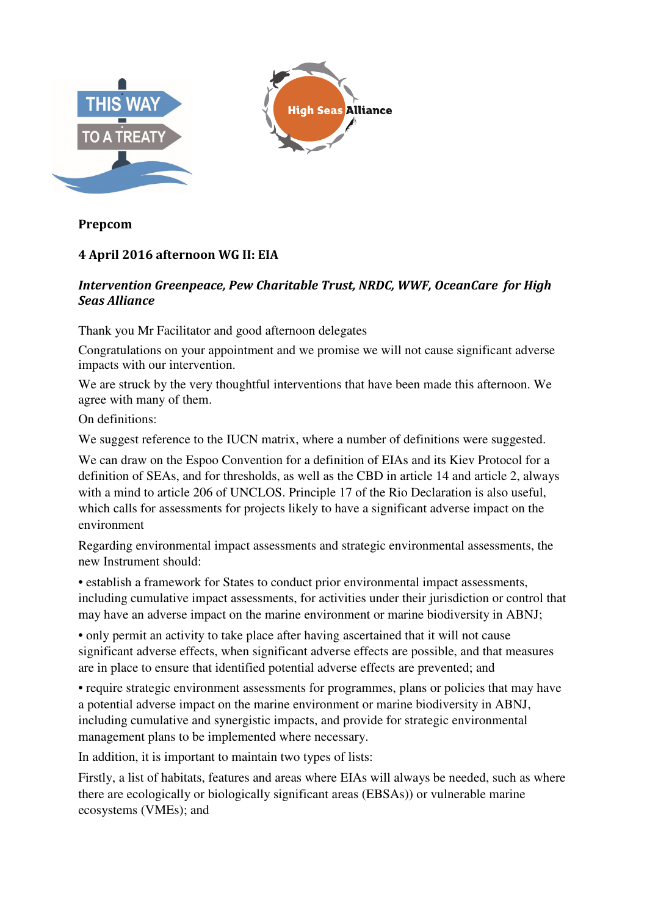**Prepcom**

**4 April 2016 afternoon WG II: EIA**

***Intervention Greenpeace, Pew Charitable Trust, NRDC, WWF, OceanCare for High Seas Alliance***

Thank you Mr Facilitator and good afternoon delegates

Congratulations on your appointment and we promise we will not cause significant adverse impacts with our intervention.

We are struck by the very thoughtful interventions that have been made this afternoon. We agree with many of them.

On definitions:

We suggest reference to the IUCN matrix, where a number of definitions were suggested.

We can draw on the Espoo Convention for a definition of EIAs and its Kiev Protocol for a definition of SEAs, and for thresholds, as well as the CBD in article 14 and article 2, always with a mind to article 206 of UNCLOS. Principle 17 of the Rio Declaration is also useful, which calls for assessments for projects likely to have a significant adverse impact on the environment

Regarding environmental impact assessments and strategic environmental assessments, the new Instrument should:

- establish a framework for States to conduct prior environmental impact assessments, including cumulative impact assessments, for activities under their jurisdiction or control that may have an adverse impact on the marine environment or marine biodiversity in ABNJ;
- only permit an activity to take place after having ascertained that it will not cause significant adverse effects, when significant adverse effects are possible, and that measures are in place to ensure that identified potential adverse effects are prevented; and
- require strategic environment assessments for programmes, plans or policies that may have a potential adverse impact on the marine environment or marine biodiversity in ABNJ, including cumulative and synergistic impacts, and provide for strategic environmental management plans to be implemented where necessary.

In addition, it is important to maintain two types of lists:

Firstly, a list of habitats, features and areas where EIAs will always be needed, such as where there are ecologically or biologically significant areas (EBSAs)) or vulnerable marine ecosystems (VMEs); and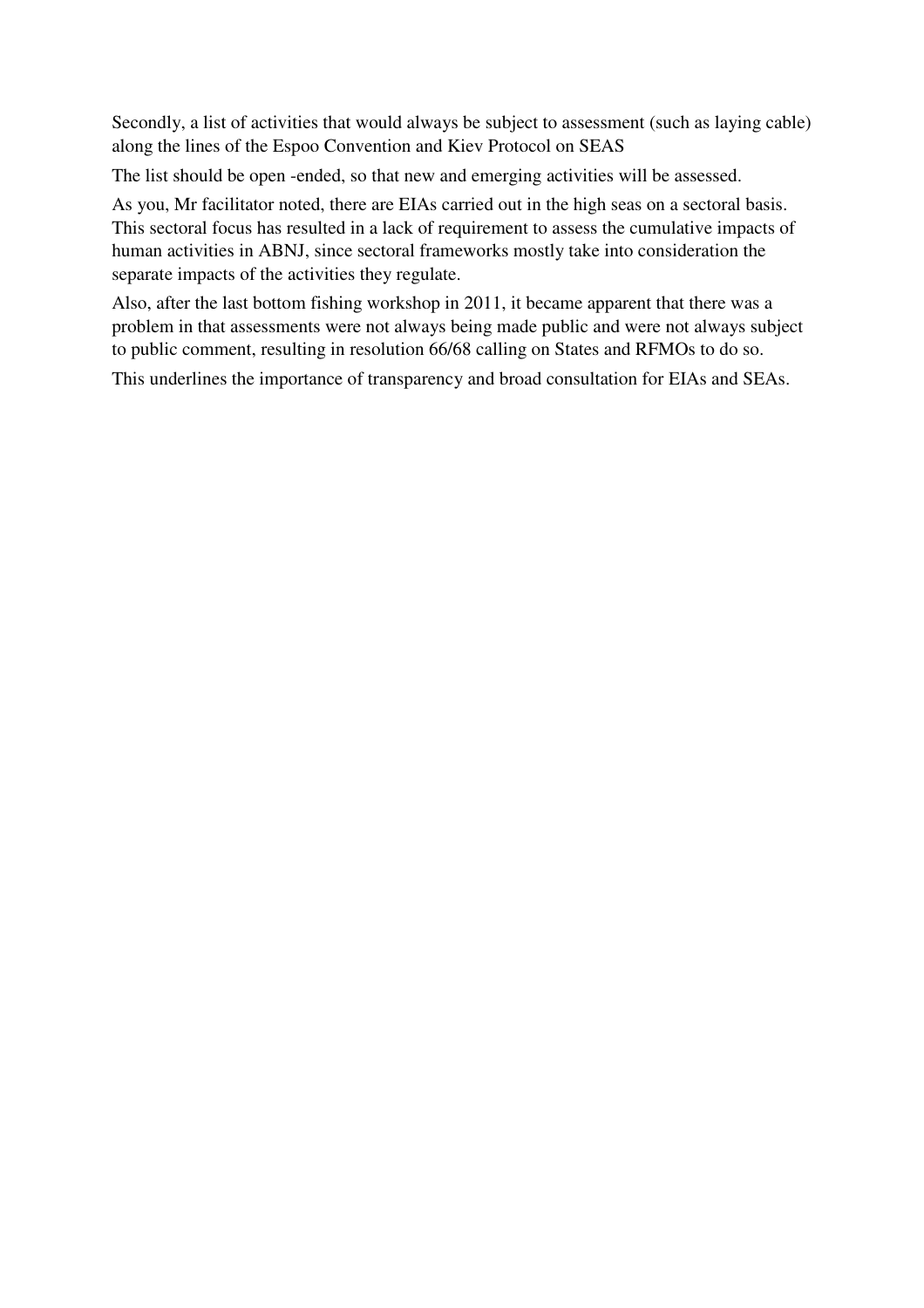Secondly, a list of activities that would always be subject to assessment (such as laying cable) along the lines of the Espoo Convention and Kiev Protocol on SEAS

The list should be open -ended, so that new and emerging activities will be assessed.

As you, Mr facilitator noted, there are EIAs carried out in the high seas on a sectoral basis. This sectoral focus has resulted in a lack of requirement to assess the cumulative impacts of human activities in ABNJ, since sectoral frameworks mostly take into consideration the separate impacts of the activities they regulate.

Also, after the last bottom fishing workshop in 2011, it became apparent that there was a problem in that assessments were not always being made public and were not always subject to public comment, resulting in resolution 66/68 calling on States and RFMOs to do so.

This underlines the importance of transparency and broad consultation for EIAs and SEAs.